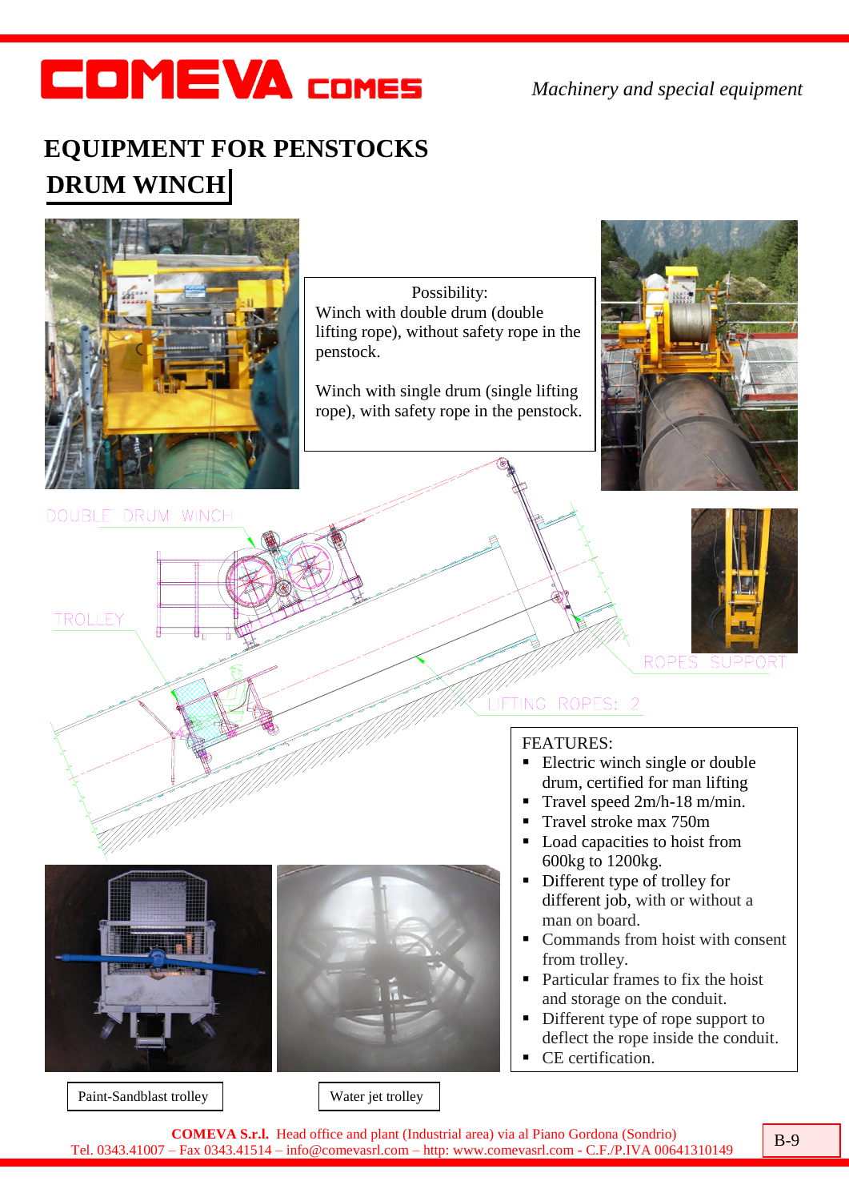# COMEVA COMES

*Machinery and special equipment*

## EQUIPMENT FOR PENSTOCKS

## DRUM WINCH

Possibility:
Winch with double drum (double lifting rope), without safety rope in the penstock.

Winch with single drum (single lifting rope), with safety rope in the penstock.

DOUBLE DRUM WINCH

TROLLEY

ROPES SUPPORT

LIFTING ROPES: 2

FEATURES:

- Electric winch single or double drum, certified for man lifting
- Travel speed 2m/h-18 m/min.
- Travel stroke max 750m
- Load capacities to hoist from 600kg to 1200kg.
- Different type of trolley for different job, with or without a man on board.
- Commands from hoist with consent from trolley.
- Particular frames to fix the hoist and storage on the conduit.
- Different type of rope support to deflect the rope inside the conduit.
- CE certification.

Paint-Sandblast trolley

Water jet trolley

**COMEVA S.r.l.** Head office and plant (Industrial area) via al Piano Gordona (Sondrio)
Tel. 0343.41007 – Fax 0343.41514 – info@comevasrl.com – http: www.comevasrl.com - C.F./P.IVA 00641310149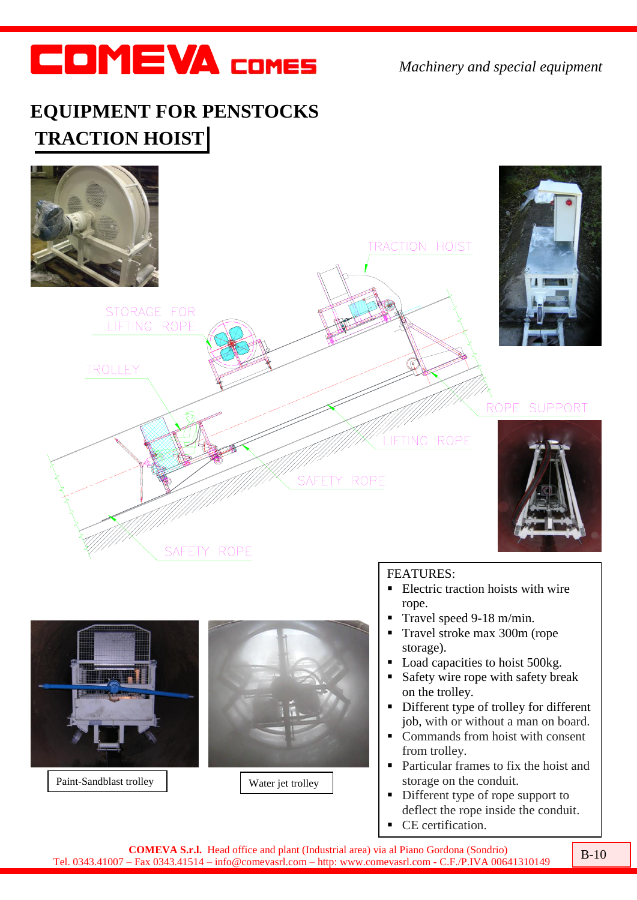COMEVA COMES

*Machinery and special equipment*

# EQUIPMENT FOR PENSTOCKS

## TRACTION HOIST

TRACTION HOIST

STORAGE FOR LIFTING ROPE

TROLLEY

ROPE SUPPORT

LIFTING ROPE

SAFETY ROPE

SAFETY ROPE

Paint-Sandblast trolley

Water jet trolley

FEATURES:

- Electric traction hoists with wire rope.
- Travel speed 9-18 m/min.
- Travel stroke max 300m (rope storage).
- Load capacities to hoist 500kg.
- Safety wire rope with safety break on the trolley.
- Different type of trolley for different job, with or without a man on board.
- Commands from hoist with consent from trolley.
- Particular frames to fix the hoist and storage on the conduit.
- Different type of rope support to deflect the rope inside the conduit.
- CE certification.

**COMEVA S.r.l.** Head office and plant (Industrial area) via al Piano Gordona (Sondrio)
Tel. 0343.41007 – Fax 0343.41514 – info@comevasrl.com – http: www.comevasrl.com - C.F./P.IVA 00641310149

B-10